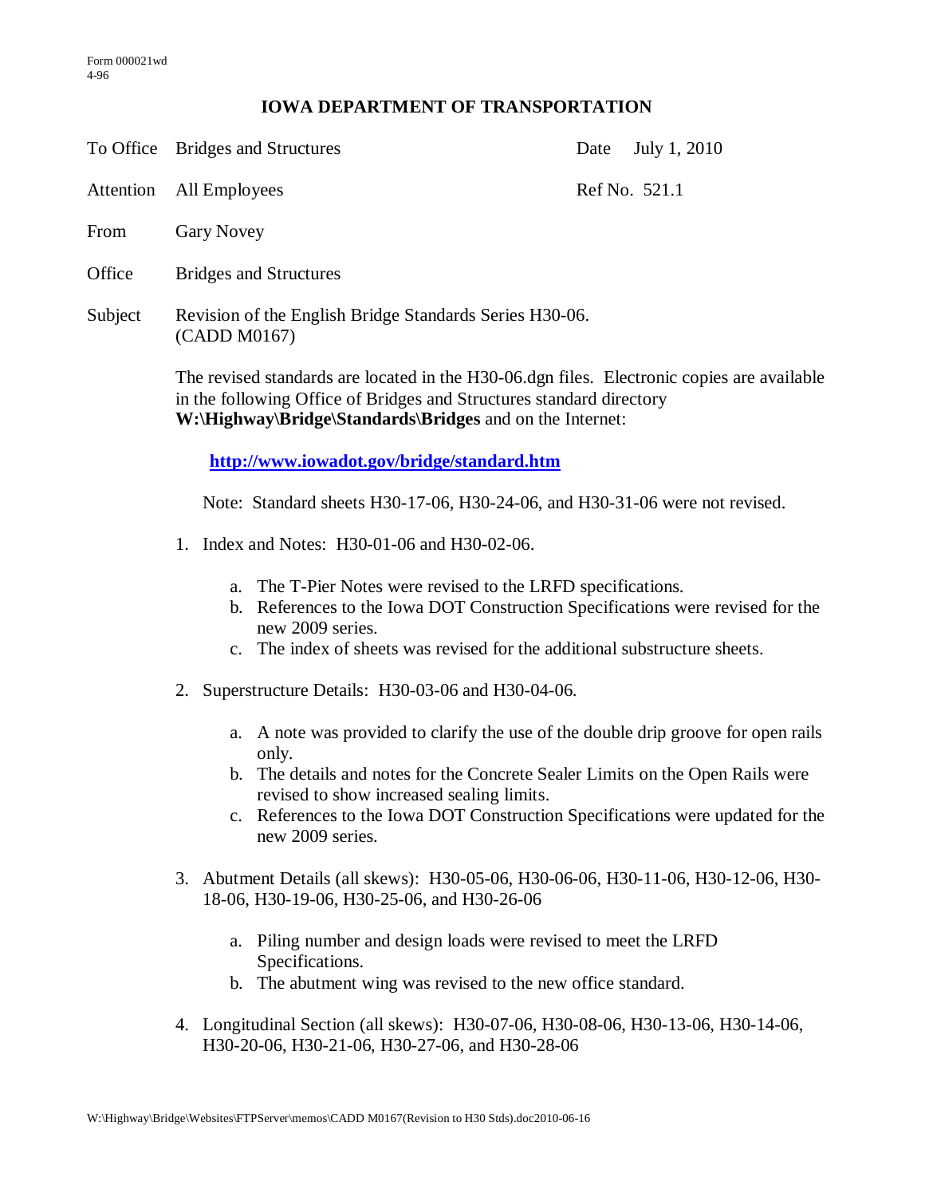Form 000021wd
4-96

# IOWA DEPARTMENT OF TRANSPORTATION

| | | | |
|---|---|---|---|
| To Office | Bridges and Structures | Date | July 1, 2010 |
| Attention | All Employees | Ref No. | 521.1 |
| From | Gary Novey | | |
| Office | Bridges and Structures | | |
| Subject | Revision of the English Bridge Standards Series H30-06. (CADD M0167) | | |

The revised standards are located in the H30-06.dgn files. Electronic copies are available in the following Office of Bridges and Structures standard directory **W:\Highway\Bridge\Standards\Bridges** and on the Internet:

**http://www.iowadot.gov/bridge/standard.htm**

Note: Standard sheets H30-17-06, H30-24-06, and H30-31-06 were not revised.

1. Index and Notes: H30-01-06 and H30-02-06.

   a. The T-Pier Notes were revised to the LRFD specifications.
   b. References to the Iowa DOT Construction Specifications were revised for the new 2009 series.
   c. The index of sheets was revised for the additional substructure sheets.

2. Superstructure Details: H30-03-06 and H30-04-06.

   a. A note was provided to clarify the use of the double drip groove for open rails only.
   b. The details and notes for the Concrete Sealer Limits on the Open Rails were revised to show increased sealing limits.
   c. References to the Iowa DOT Construction Specifications were updated for the new 2009 series.

3. Abutment Details (all skews): H30-05-06, H30-06-06, H30-11-06, H30-12-06, H30-18-06, H30-19-06, H30-25-06, and H30-26-06

   a. Piling number and design loads were revised to meet the LRFD Specifications.
   b. The abutment wing was revised to the new office standard.

4. Longitudinal Section (all skews): H30-07-06, H30-08-06, H30-13-06, H30-14-06, H30-20-06, H30-21-06, H30-27-06, and H30-28-06

W:\Highway\Bridge\Websites\FTPServer\memos\CADD M0167(Revision to H30 Stds).doc2010-06-16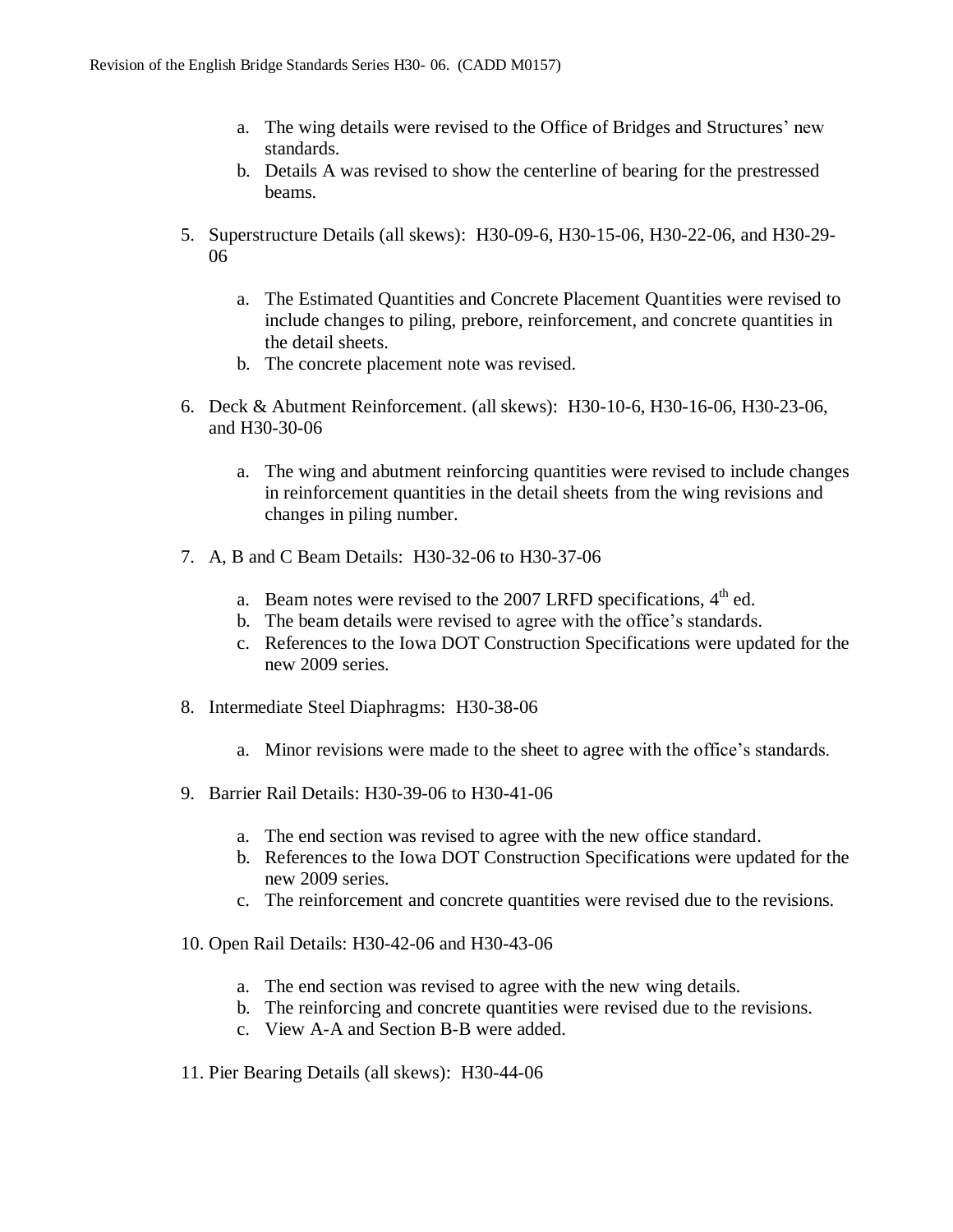a. The wing details were revised to the Office of Bridges and Structures' new standards.
b. Details A was revised to show the centerline of bearing for the prestressed beams.

5. Superstructure Details (all skews): H30-09-6, H30-15-06, H30-22-06, and H30-29-06

    a. The Estimated Quantities and Concrete Placement Quantities were revised to include changes to piling, prebore, reinforcement, and concrete quantities in the detail sheets.
    b. The concrete placement note was revised.

6. Deck & Abutment Reinforcement. (all skews): H30-10-6, H30-16-06, H30-23-06, and H30-30-06

    a. The wing and abutment reinforcing quantities were revised to include changes in reinforcement quantities in the detail sheets from the wing revisions and changes in piling number.

7. A, B and C Beam Details: H30-32-06 to H30-37-06

    a. Beam notes were revised to the 2007 LRFD specifications, 4th ed.
    b. The beam details were revised to agree with the office's standards.
    c. References to the Iowa DOT Construction Specifications were updated for the new 2009 series.

8. Intermediate Steel Diaphragms: H30-38-06

    a. Minor revisions were made to the sheet to agree with the office's standards.

9. Barrier Rail Details: H30-39-06 to H30-41-06

    a. The end section was revised to agree with the new office standard.
    b. References to the Iowa DOT Construction Specifications were updated for the new 2009 series.
    c. The reinforcement and concrete quantities were revised due to the revisions.

10. Open Rail Details: H30-42-06 and H30-43-06

    a. The end section was revised to agree with the new wing details.
    b. The reinforcing and concrete quantities were revised due to the revisions.
    c. View A-A and Section B-B were added.

11. Pier Bearing Details (all skews): H30-44-06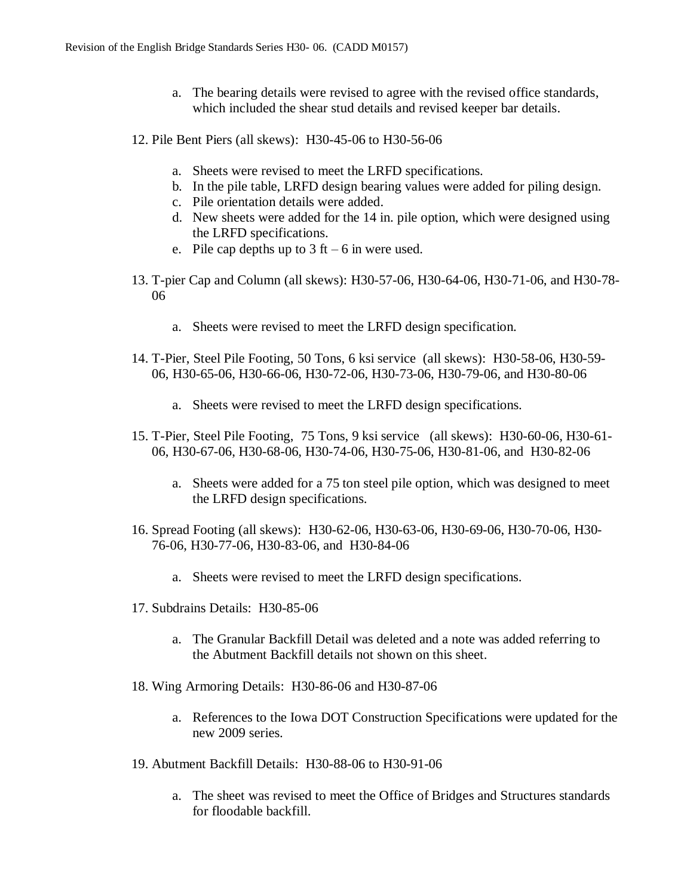a. The bearing details were revised to agree with the revised office standards, which included the shear stud details and revised keeper bar details.

12. Pile Bent Piers (all skews): H30-45-06 to H30-56-06

    a. Sheets were revised to meet the LRFD specifications.
    b. In the pile table, LRFD design bearing values were added for piling design.
    c. Pile orientation details were added.
    d. New sheets were added for the 14 in. pile option, which were designed using the LRFD specifications.
    e. Pile cap depths up to 3 ft – 6 in were used.

13. T-pier Cap and Column (all skews): H30-57-06, H30-64-06, H30-71-06, and H30-78-06

    a. Sheets were revised to meet the LRFD design specification.

14. T-Pier, Steel Pile Footing, 50 Tons, 6 ksi service (all skews): H30-58-06, H30-59-06, H30-65-06, H30-66-06, H30-72-06, H30-73-06, H30-79-06, and H30-80-06

    a. Sheets were revised to meet the LRFD design specifications.

15. T-Pier, Steel Pile Footing, 75 Tons, 9 ksi service (all skews): H30-60-06, H30-61-06, H30-67-06, H30-68-06, H30-74-06, H30-75-06, H30-81-06, and H30-82-06

    a. Sheets were added for a 75 ton steel pile option, which was designed to meet the LRFD design specifications.

16. Spread Footing (all skews): H30-62-06, H30-63-06, H30-69-06, H30-70-06, H30-76-06, H30-77-06, H30-83-06, and H30-84-06

    a. Sheets were revised to meet the LRFD design specifications.

17. Subdrains Details: H30-85-06

    a. The Granular Backfill Detail was deleted and a note was added referring to the Abutment Backfill details not shown on this sheet.

18. Wing Armoring Details: H30-86-06 and H30-87-06

    a. References to the Iowa DOT Construction Specifications were updated for the new 2009 series.

19. Abutment Backfill Details: H30-88-06 to H30-91-06

    a. The sheet was revised to meet the Office of Bridges and Structures standards for floodable backfill.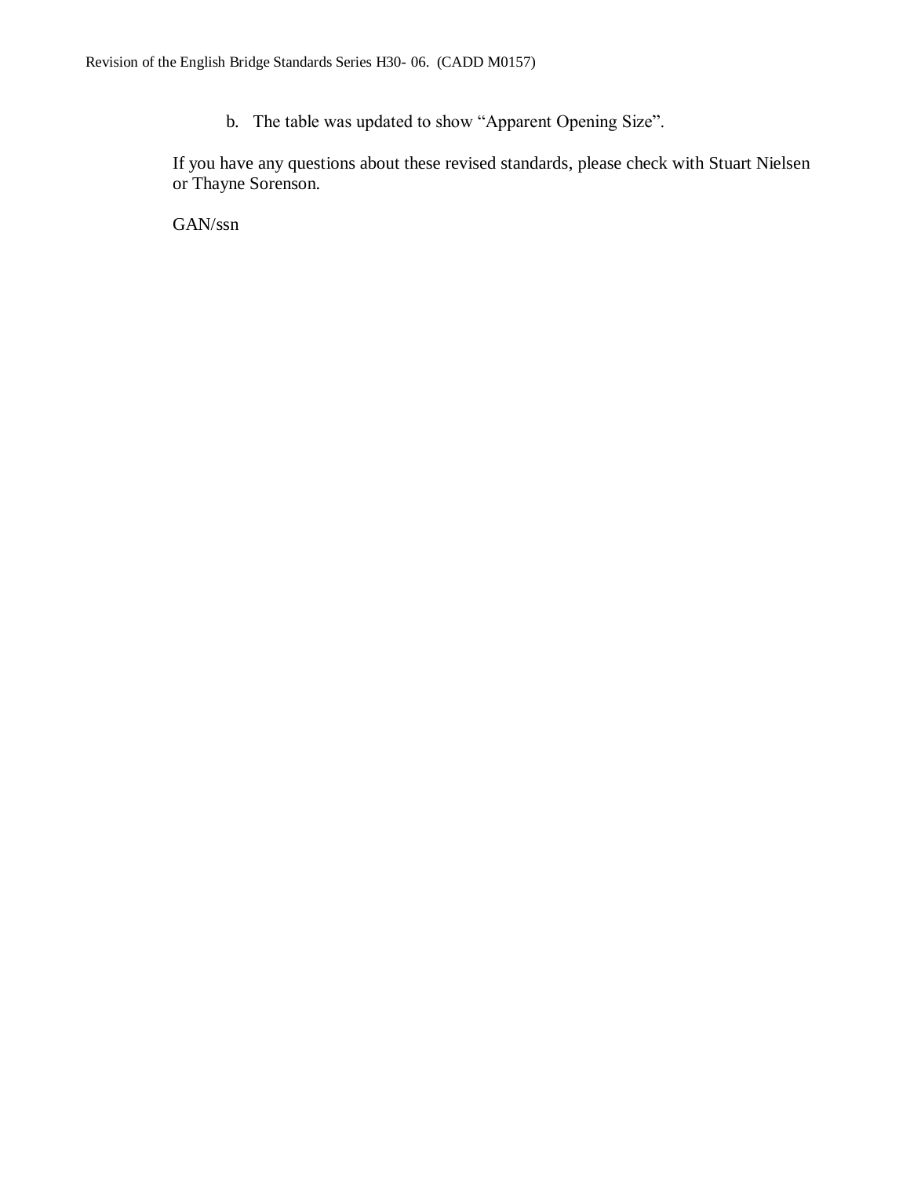b. The table was updated to show "Apparent Opening Size".

If you have any questions about these revised standards, please check with Stuart Nielsen or Thayne Sorenson.

GAN/ssn